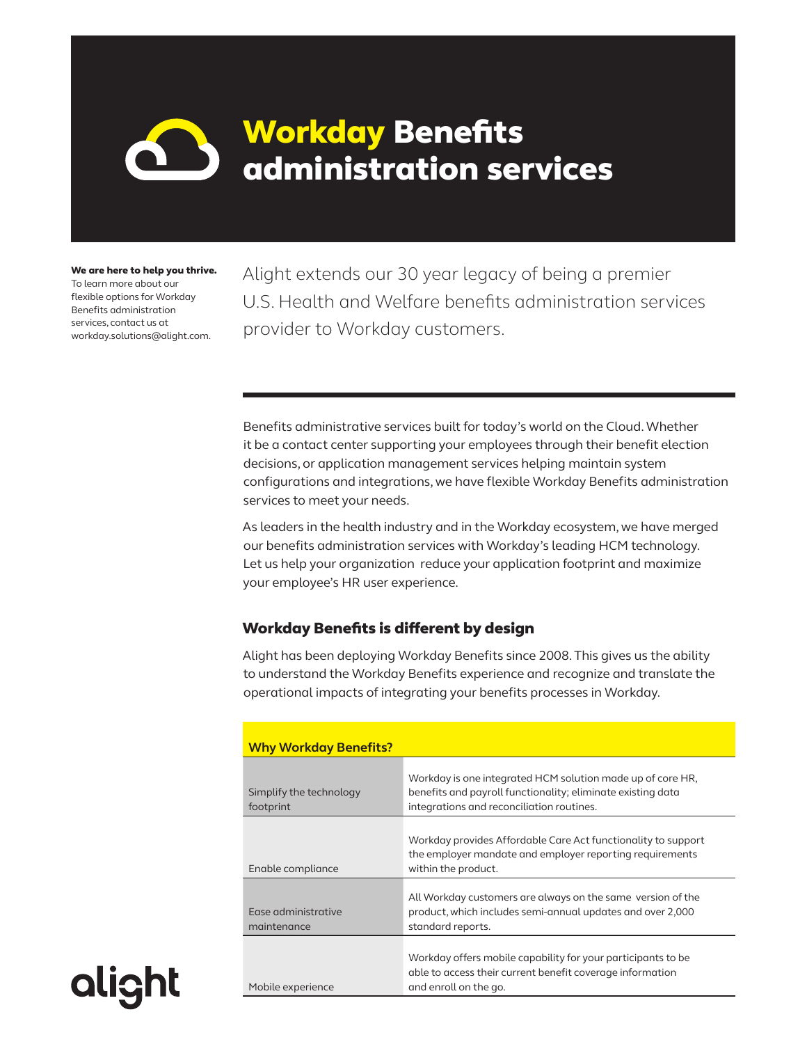# Workday Benefits administration services

**We are here to help you thrive.**
To learn more about our flexible options for Workday Benefits administration services, contact us at workday.solutions@alight.com.

Alight extends our 30 year legacy of being a premier U.S. Health and Welfare benefits administration services provider to Workday customers.

Benefits administrative services built for today's world on the Cloud. Whether it be a contact center supporting your employees through their benefit election decisions, or application management services helping maintain system configurations and integrations, we have flexible Workday Benefits administration services to meet your needs.

As leaders in the health industry and in the Workday ecosystem, we have merged our benefits administration services with Workday's leading HCM technology. Let us help your organization reduce your application footprint and maximize your employee's HR user experience.

## Workday Benefits is different by design

Alight has been deploying Workday Benefits since 2008. This gives us the ability to understand the Workday Benefits experience and recognize and translate the operational impacts of integrating your benefits processes in Workday.

| Why Workday Benefits? | |
|---|---|
| Simplify the technology footprint | Workday is one integrated HCM solution made up of core HR, benefits and payroll functionality; eliminate existing data integrations and reconciliation routines. |
| Enable compliance | Workday provides Affordable Care Act functionality to support the employer mandate and employer reporting requirements within the product. |
| Ease administrative maintenance | All Workday customers are always on the same version of the product, which includes semi-annual updates and over 2,000 standard reports. |
| Mobile experience | Workday offers mobile capability for your participants to be able to access their current benefit coverage information and enroll on the go. |

alight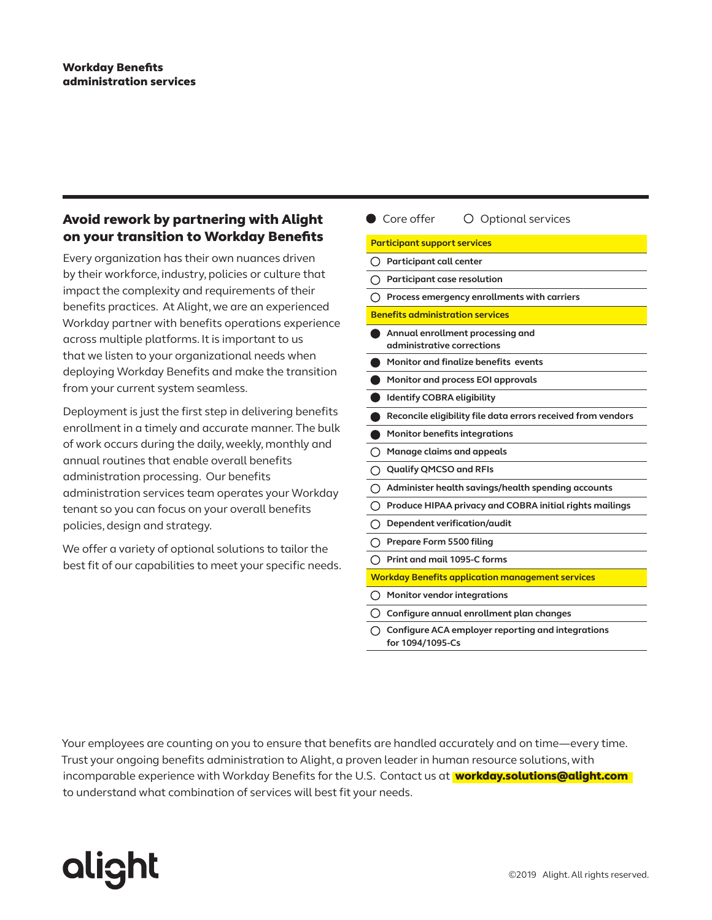Workday Benefits administration services

## Avoid rework by partnering with Alight on your transition to Workday Benefits

Every organization has their own nuances driven by their workforce, industry, policies or culture that impact the complexity and requirements of their benefits practices. At Alight, we are an experienced Workday partner with benefits operations experience across multiple platforms. It is important to us that we listen to your organizational needs when deploying Workday Benefits and make the transition from your current system seamless.

Deployment is just the first step in delivering benefits enrollment in a timely and accurate manner. The bulk of work occurs during the daily, weekly, monthly and annual routines that enable overall benefits administration processing. Our benefits administration services team operates your Workday tenant so you can focus on your overall benefits policies, design and strategy.

We offer a variety of optional solutions to tailor the best fit of our capabilities to meet your specific needs.

● Core offer ○ Optional services

| | |
|---|---|
| **Participant support services** | |
| ○ | Participant call center |
| ○ | Participant case resolution |
| ○ | Process emergency enrollments with carriers |
| **Benefits administration services** | |
| ● | Annual enrollment processing and administrative corrections |
| ● | Monitor and finalize benefits events |
| ● | Monitor and process EOI approvals |
| ● | Identify COBRA eligibility |
| ● | Reconcile eligibility file data errors received from vendors |
| ● | Monitor benefits integrations |
| ○ | Manage claims and appeals |
| ○ | Qualify QMCSO and RFIs |
| ○ | Administer health savings/health spending accounts |
| ○ | Produce HIPAA privacy and COBRA initial rights mailings |
| ○ | Dependent verification/audit |
| ○ | Prepare Form 5500 filing |
| ○ | Print and mail 1095-C forms |
| **Workday Benefits application management services** | |
| ○ | Monitor vendor integrations |
| ○ | Configure annual enrollment plan changes |
| ○ | Configure ACA employer reporting and integrations for 1094/1095-Cs |

Your employees are counting on you to ensure that benefits are handled accurately and on time—every time. Trust your ongoing benefits administration to Alight, a proven leader in human resource solutions, with incomparable experience with Workday Benefits for the U.S. Contact us at **workday.solutions@alight.com** to understand what combination of services will best fit your needs.

alight

©2019 Alight. All rights reserved.